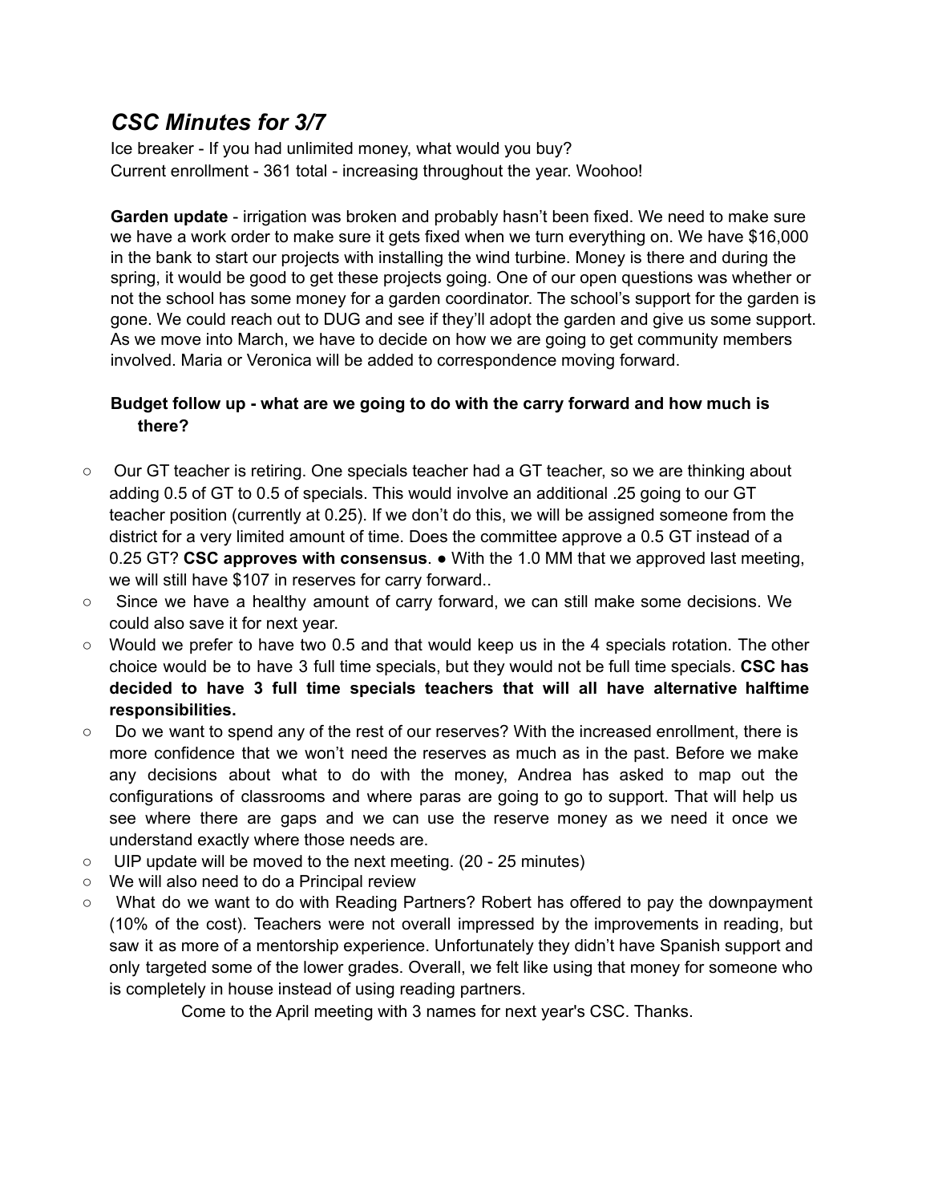# *CSC Minutes for 3/7*

Ice breaker - If you had unlimited money, what would you buy?
Current enrollment - 361 total - increasing throughout the year. Woohoo!

**Garden update** - irrigation was broken and probably hasn't been fixed. We need to make sure we have a work order to make sure it gets fixed when we turn everything on. We have $16,000 in the bank to start our projects with installing the wind turbine. Money is there and during the spring, it would be good to get these projects going. One of our open questions was whether or not the school has some money for a garden coordinator. The school's support for the garden is gone. We could reach out to DUG and see if they'll adopt the garden and give us some support. As we move into March, we have to decide on how we are going to get community members involved. Maria or Veronica will be added to correspondence moving forward.

**Budget follow up - what are we going to do with the carry forward and how much is there?**

- Our GT teacher is retiring. One specials teacher had a GT teacher, so we are thinking about adding 0.5 of GT to 0.5 of specials. This would involve an additional .25 going to our GT teacher position (currently at 0.25). If we don't do this, we will be assigned someone from the district for a very limited amount of time. Does the committee approve a 0.5 GT instead of a 0.25 GT? **CSC approves with consensus**. ● With the 1.0 MM that we approved last meeting, we will still have $107 in reserves for carry forward..
- Since we have a healthy amount of carry forward, we can still make some decisions. We could also save it for next year.
- Would we prefer to have two 0.5 and that would keep us in the 4 specials rotation. The other choice would be to have 3 full time specials, but they would not be full time specials. **CSC has decided to have 3 full time specials teachers that will all have alternative halftime responsibilities.**
- Do we want to spend any of the rest of our reserves? With the increased enrollment, there is more confidence that we won't need the reserves as much as in the past. Before we make any decisions about what to do with the money, Andrea has asked to map out the configurations of classrooms and where paras are going to go to support. That will help us see where there are gaps and we can use the reserve money as we need it once we understand exactly where those needs are.
- UIP update will be moved to the next meeting. (20 - 25 minutes)
- We will also need to do a Principal review
- What do we want to do with Reading Partners? Robert has offered to pay the downpayment (10% of the cost). Teachers were not overall impressed by the improvements in reading, but saw it as more of a mentorship experience. Unfortunately they didn't have Spanish support and only targeted some of the lower grades. Overall, we felt like using that money for someone who is completely in house instead of using reading partners.

Come to the April meeting with 3 names for next year's CSC. Thanks.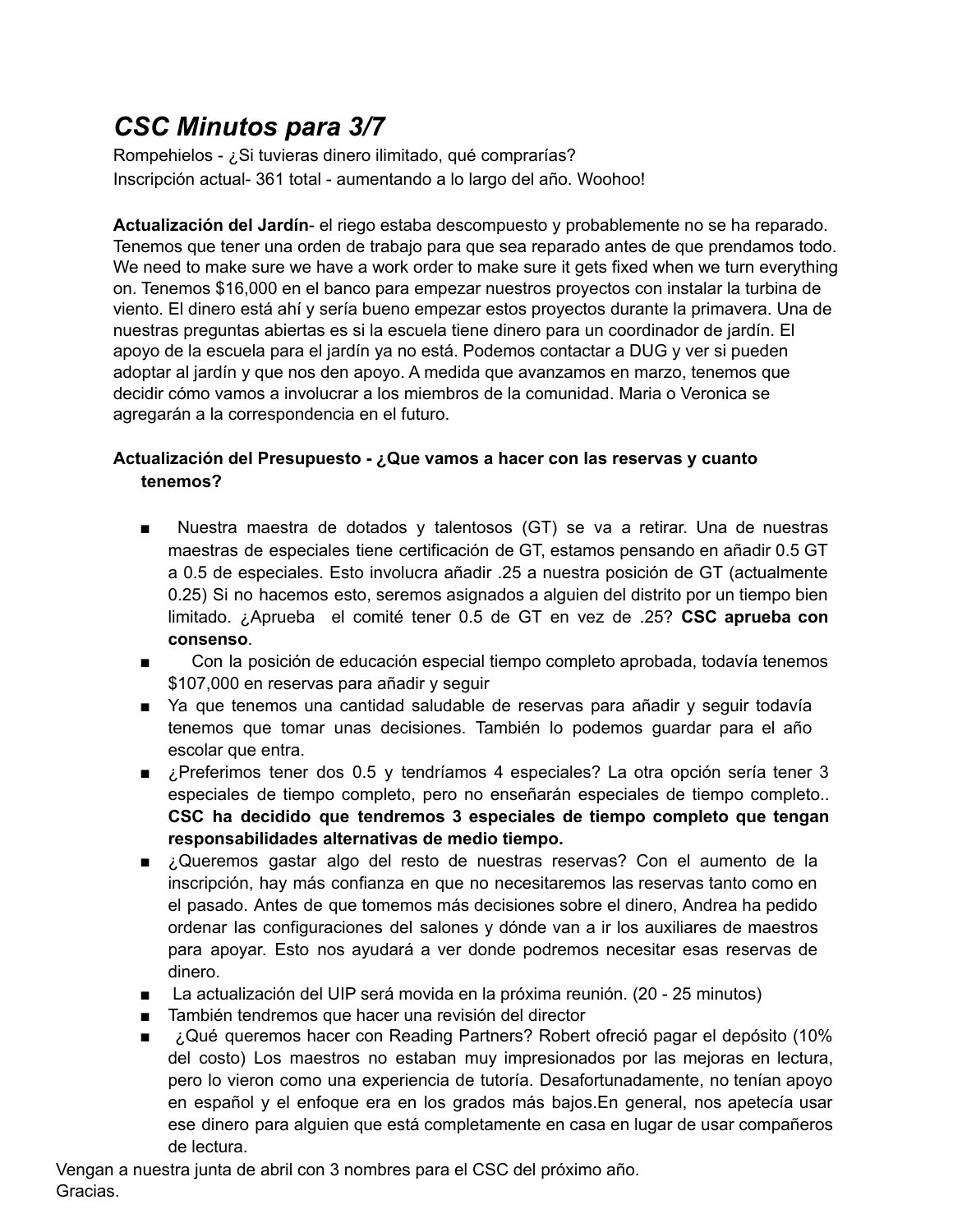## *CSC Minutos para 3/7*

Rompehielos - ¿Si tuvieras dinero ilimitado, qué comprarías?
Inscripción actual- 361 total - aumentando a lo largo del año. Woohoo!

**Actualización del Jardín**- el riego estaba descompuesto y probablemente no se ha reparado. Tenemos que tener una orden de trabajo para que sea reparado antes de que prendamos todo. We need to make sure we have a work order to make sure it gets fixed when we turn everything on. Tenemos $16,000 en el banco para empezar nuestros proyectos con instalar la turbina de viento. El dinero está ahí y sería bueno empezar estos proyectos durante la primavera. Una de nuestras preguntas abiertas es si la escuela tiene dinero para un coordinador de jardín. El apoyo de la escuela para el jardín ya no está. Podemos contactar a DUG y ver si pueden adoptar al jardín y que nos den apoyo. A medida que avanzamos en marzo, tenemos que decidir cómo vamos a involucrar a los miembros de la comunidad. Maria o Veronica se agregarán a la correspondencia en el futuro.

**Actualización del Presupuesto - ¿Que vamos a hacer con las reservas y cuanto tenemos?**

- Nuestra maestra de dotados y talentosos (GT) se va a retirar. Una de nuestras maestras de especiales tiene certificación de GT, estamos pensando en añadir 0.5 GT a 0.5 de especiales. Esto involucra añadir .25 a nuestra posición de GT (actualmente 0.25) Si no hacemos esto, seremos asignados a alguien del distrito por un tiempo bien limitado. ¿Aprueba el comité tener 0.5 de GT en vez de .25? **CSC aprueba con consenso**.
- Con la posición de educación especial tiempo completo aprobada, todavía tenemos $107,000 en reservas para añadir y seguir
- Ya que tenemos una cantidad saludable de reservas para añadir y seguir todavía tenemos que tomar unas decisiones. También lo podemos guardar para el año escolar que entra.
- ¿Preferimos tener dos 0.5 y tendríamos 4 especiales? La otra opción sería tener 3 especiales de tiempo completo, pero no enseñarán especiales de tiempo completo.. **CSC ha decidido que tendremos 3 especiales de tiempo completo que tengan responsabilidades alternativas de medio tiempo.**
- ¿Queremos gastar algo del resto de nuestras reservas? Con el aumento de la inscripción, hay más confianza en que no necesitaremos las reservas tanto como en el pasado. Antes de que tomemos más decisiones sobre el dinero, Andrea ha pedido ordenar las configuraciones del salones y dónde van a ir los auxiliares de maestros para apoyar. Esto nos ayudará a ver donde podremos necesitar esas reservas de dinero.
- La actualización del UIP será movida en la próxima reunión. (20 - 25 minutos)
- También tendremos que hacer una revisión del director
- ¿Qué queremos hacer con Reading Partners? Robert ofreció pagar el depósito (10% del costo) Los maestros no estaban muy impresionados por las mejoras en lectura, pero lo vieron como una experiencia de tutoría. Desafortunadamente, no tenían apoyo en español y el enfoque era en los grados más bajos.En general, nos apetecía usar ese dinero para alguien que está completamente en casa en lugar de usar compañeros de lectura.

Vengan a nuestra junta de abril con 3 nombres para el CSC del próximo año.
Gracias.